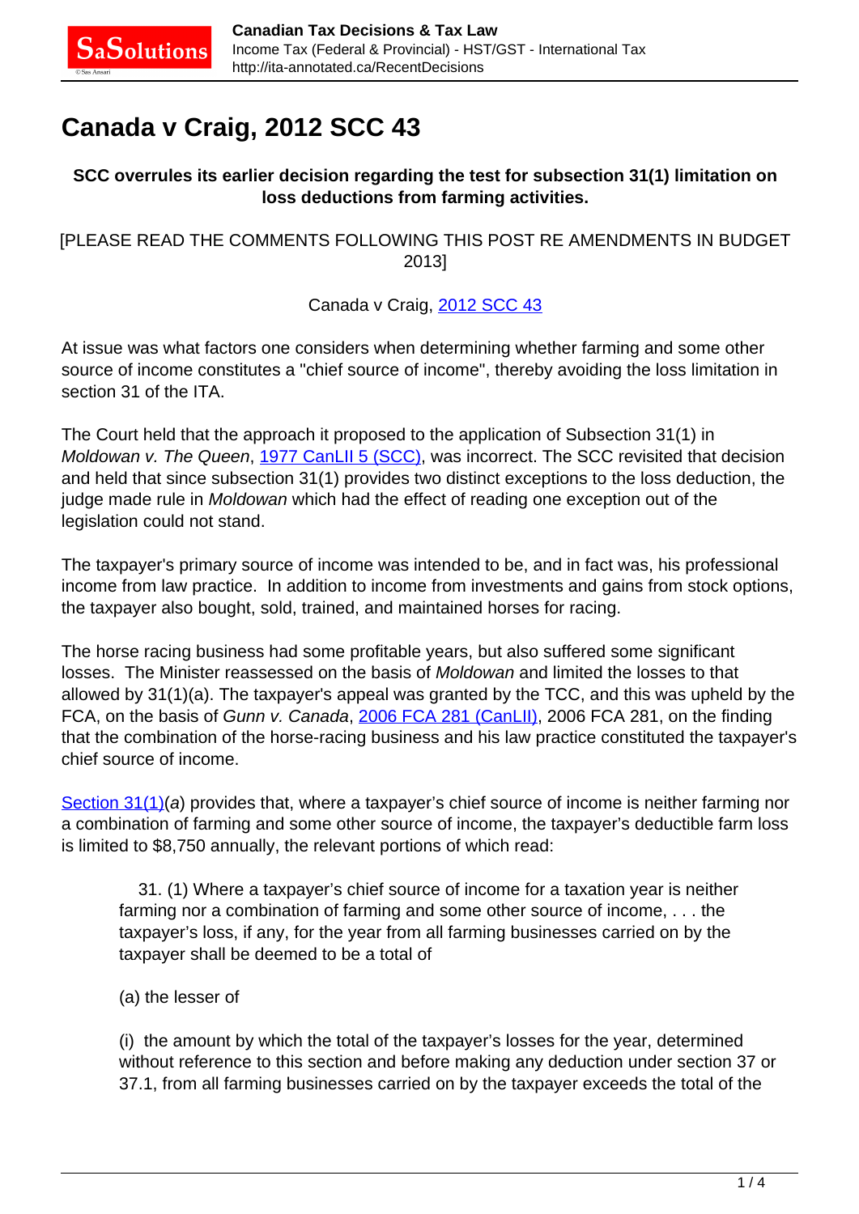# Canada v Craig, 2012 SCC 43

**SCC overrules its earlier decision regarding the test for subsection 31(1) limitation on loss deductions from farming activities.**

[PLEASE READ THE COMMENTS FOLLOWING THIS POST RE AMENDMENTS IN BUDGET 2013]

Canada v Craig, [2012 SCC 43](#)

At issue was what factors one considers when determining whether farming and some other source of income constitutes a "chief source of income", thereby avoiding the loss limitation in section 31 of the ITA.

The Court held that the approach it proposed to the application of Subsection 31(1) in *Moldowan v. The Queen*, [1977 CanLII 5 (SCC)](#), was incorrect. The SCC revisited that decision and held that since subsection 31(1) provides two distinct exceptions to the loss deduction, the judge made rule in *Moldowan* which had the effect of reading one exception out of the legislation could not stand.

The taxpayer's primary source of income was intended to be, and in fact was, his professional income from law practice. In addition to income from investments and gains from stock options, the taxpayer also bought, sold, trained, and maintained horses for racing.

The horse racing business had some profitable years, but also suffered some significant losses. The Minister reassessed on the basis of *Moldowan* and limited the losses to that allowed by 31(1)(a). The taxpayer's appeal was granted by the TCC, and this was upheld by the FCA, on the basis of *Gunn v. Canada*, [2006 FCA 281 (CanLII)](#), 2006 FCA 281, on the finding that the combination of the horse-racing business and his law practice constituted the taxpayer's chief source of income.

[Section 31(1)](#)(*a*) provides that, where a taxpayer's chief source of income is neither farming nor a combination of farming and some other source of income, the taxpayer's deductible farm loss is limited to $8,750 annually, the relevant portions of which read:

> 31. (1) Where a taxpayer's chief source of income for a taxation year is neither farming nor a combination of farming and some other source of income, . . . the taxpayer's loss, if any, for the year from all farming businesses carried on by the taxpayer shall be deemed to be a total of
>
> (a) the lesser of
>
> (i) the amount by which the total of the taxpayer's losses for the year, determined without reference to this section and before making any deduction under section 37 or 37.1, from all farming businesses carried on by the taxpayer exceeds the total of the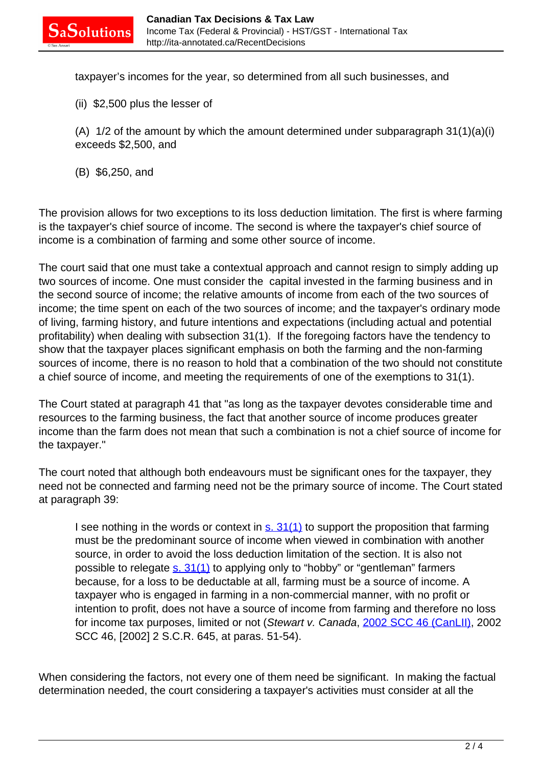taxpayer's incomes for the year, so determined from all such businesses, and

(ii) $2,500 plus the lesser of

(A) 1/2 of the amount by which the amount determined under subparagraph 31(1)(a)(i) exceeds $2,500, and

(B) $6,250, and

The provision allows for two exceptions to its loss deduction limitation. The first is where farming is the taxpayer's chief source of income. The second is where the taxpayer's chief source of income is a combination of farming and some other source of income.

The court said that one must take a contextual approach and cannot resign to simply adding up two sources of income. One must consider the capital invested in the farming business and in the second source of income; the relative amounts of income from each of the two sources of income; the time spent on each of the two sources of income; and the taxpayer's ordinary mode of living, farming history, and future intentions and expectations (including actual and potential profitability) when dealing with subsection 31(1). If the foregoing factors have the tendency to show that the taxpayer places significant emphasis on both the farming and the non-farming sources of income, there is no reason to hold that a combination of the two should not constitute a chief source of income, and meeting the requirements of one of the exemptions to 31(1).

The Court stated at paragraph 41 that "as long as the taxpayer devotes considerable time and resources to the farming business, the fact that another source of income produces greater income than the farm does not mean that such a combination is not a chief source of income for the taxpayer."

The court noted that although both endeavours must be significant ones for the taxpayer, they need not be connected and farming need not be the primary source of income. The Court stated at paragraph 39:

> I see nothing in the words or context in s. 31(1) to support the proposition that farming must be the predominant source of income when viewed in combination with another source, in order to avoid the loss deduction limitation of the section. It is also not possible to relegate s. 31(1) to applying only to "hobby" or "gentleman" farmers because, for a loss to be deductable at all, farming must be a source of income. A taxpayer who is engaged in farming in a non-commercial manner, with no profit or intention to profit, does not have a source of income from farming and therefore no loss for income tax purposes, limited or not (*Stewart v. Canada*, 2002 SCC 46 (CanLII), 2002 SCC 46, [2002] 2 S.C.R. 645, at paras. 51-54).

When considering the factors, not every one of them need be significant. In making the factual determination needed, the court considering a taxpayer's activities must consider at all the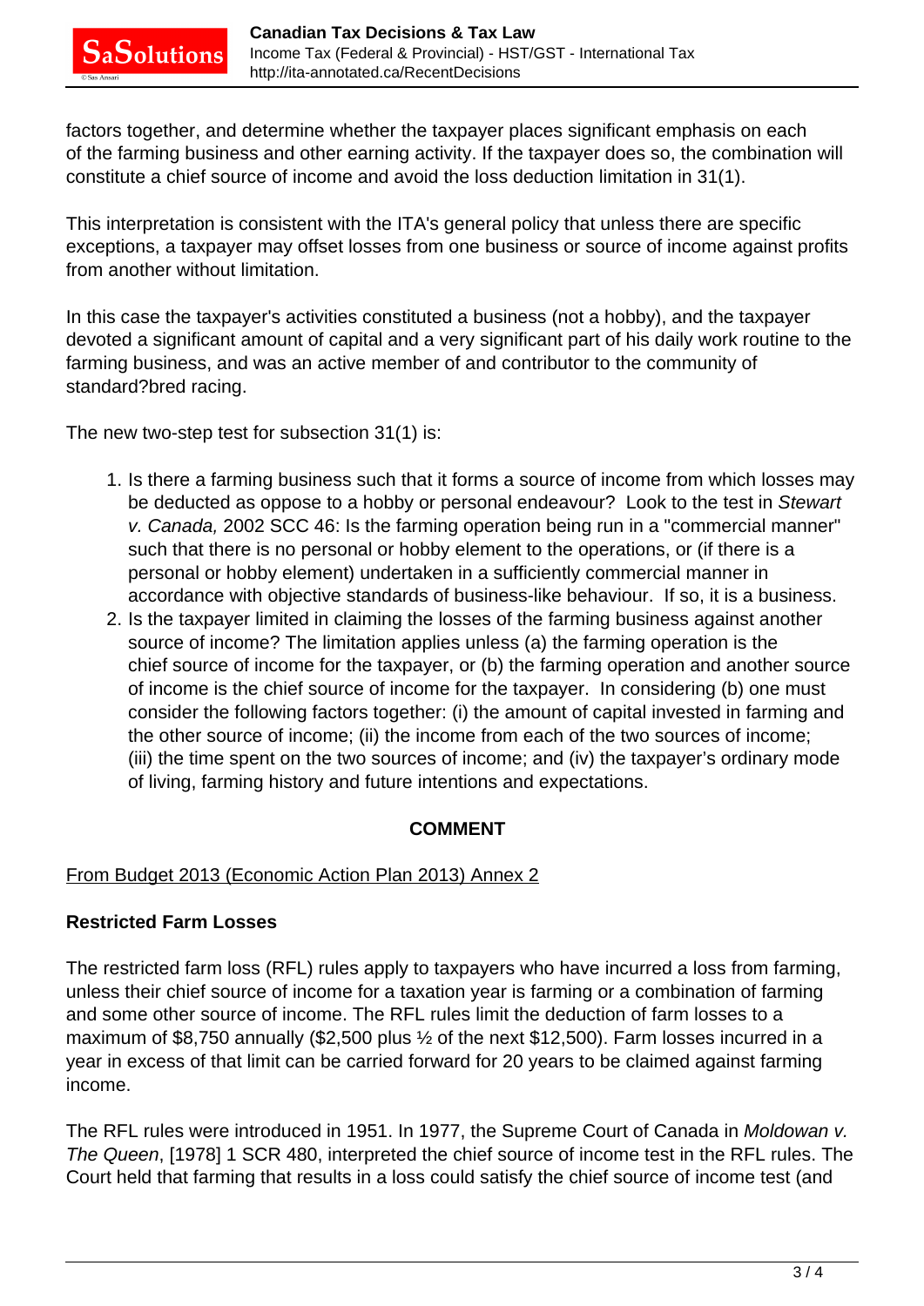factors together, and determine whether the taxpayer places significant emphasis on each of the farming business and other earning activity. If the taxpayer does so, the combination will constitute a chief source of income and avoid the loss deduction limitation in 31(1).

This interpretation is consistent with the ITA's general policy that unless there are specific exceptions, a taxpayer may offset losses from one business or source of income against profits from another without limitation.

In this case the taxpayer's activities constituted a business (not a hobby), and the taxpayer devoted a significant amount of capital and a very significant part of his daily work routine to the farming business, and was an active member of and contributor to the community of standard?bred racing.

The new two-step test for subsection 31(1) is:

1. Is there a farming business such that it forms a source of income from which losses may be deducted as oppose to a hobby or personal endeavour? Look to the test in *Stewart v. Canada,* 2002 SCC 46: Is the farming operation being run in a "commercial manner" such that there is no personal or hobby element to the operations, or (if there is a personal or hobby element) undertaken in a sufficiently commercial manner in accordance with objective standards of business-like behaviour. If so, it is a business.
2. Is the taxpayer limited in claiming the losses of the farming business against another source of income? The limitation applies unless (a) the farming operation is the chief source of income for the taxpayer, or (b) the farming operation and another source of income is the chief source of income for the taxpayer. In considering (b) one must consider the following factors together: (i) the amount of capital invested in farming and the other source of income; (ii) the income from each of the two sources of income; (iii) the time spent on the two sources of income; and (iv) the taxpayer's ordinary mode of living, farming history and future intentions and expectations.

## COMMENT

From Budget 2013 (Economic Action Plan 2013) Annex 2

**Restricted Farm Losses**

The restricted farm loss (RFL) rules apply to taxpayers who have incurred a loss from farming, unless their chief source of income for a taxation year is farming or a combination of farming and some other source of income. The RFL rules limit the deduction of farm losses to a maximum of $8,750 annually ($2,500 plus ½ of the next $12,500). Farm losses incurred in a year in excess of that limit can be carried forward for 20 years to be claimed against farming income.

The RFL rules were introduced in 1951. In 1977, the Supreme Court of Canada in *Moldowan v. The Queen*, [1978] 1 SCR 480, interpreted the chief source of income test in the RFL rules. The Court held that farming that results in a loss could satisfy the chief source of income test (and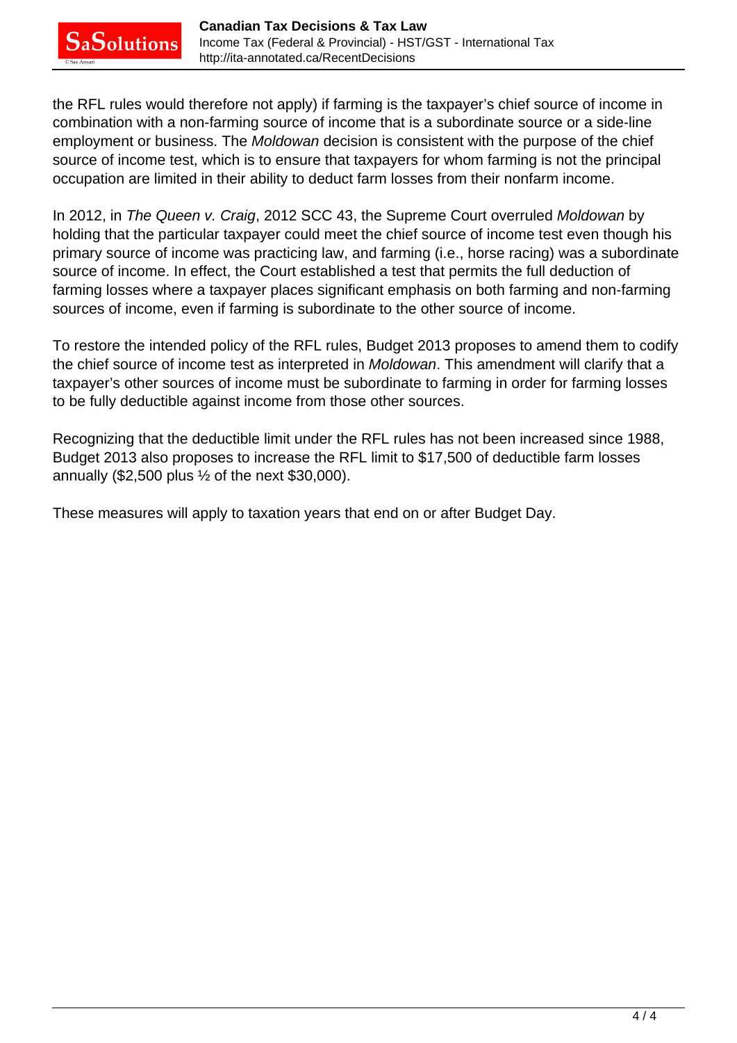the RFL rules would therefore not apply) if farming is the taxpayer's chief source of income in combination with a non-farming source of income that is a subordinate source or a side-line employment or business. The *Moldowan* decision is consistent with the purpose of the chief source of income test, which is to ensure that taxpayers for whom farming is not the principal occupation are limited in their ability to deduct farm losses from their nonfarm income.

In 2012, in *The Queen v. Craig*, 2012 SCC 43, the Supreme Court overruled *Moldowan* by holding that the particular taxpayer could meet the chief source of income test even though his primary source of income was practicing law, and farming (i.e., horse racing) was a subordinate source of income. In effect, the Court established a test that permits the full deduction of farming losses where a taxpayer places significant emphasis on both farming and non-farming sources of income, even if farming is subordinate to the other source of income.

To restore the intended policy of the RFL rules, Budget 2013 proposes to amend them to codify the chief source of income test as interpreted in *Moldowan*. This amendment will clarify that a taxpayer's other sources of income must be subordinate to farming in order for farming losses to be fully deductible against income from those other sources.

Recognizing that the deductible limit under the RFL rules has not been increased since 1988, Budget 2013 also proposes to increase the RFL limit to $17,500 of deductible farm losses annually ($2,500 plus ½ of the next $30,000).

These measures will apply to taxation years that end on or after Budget Day.